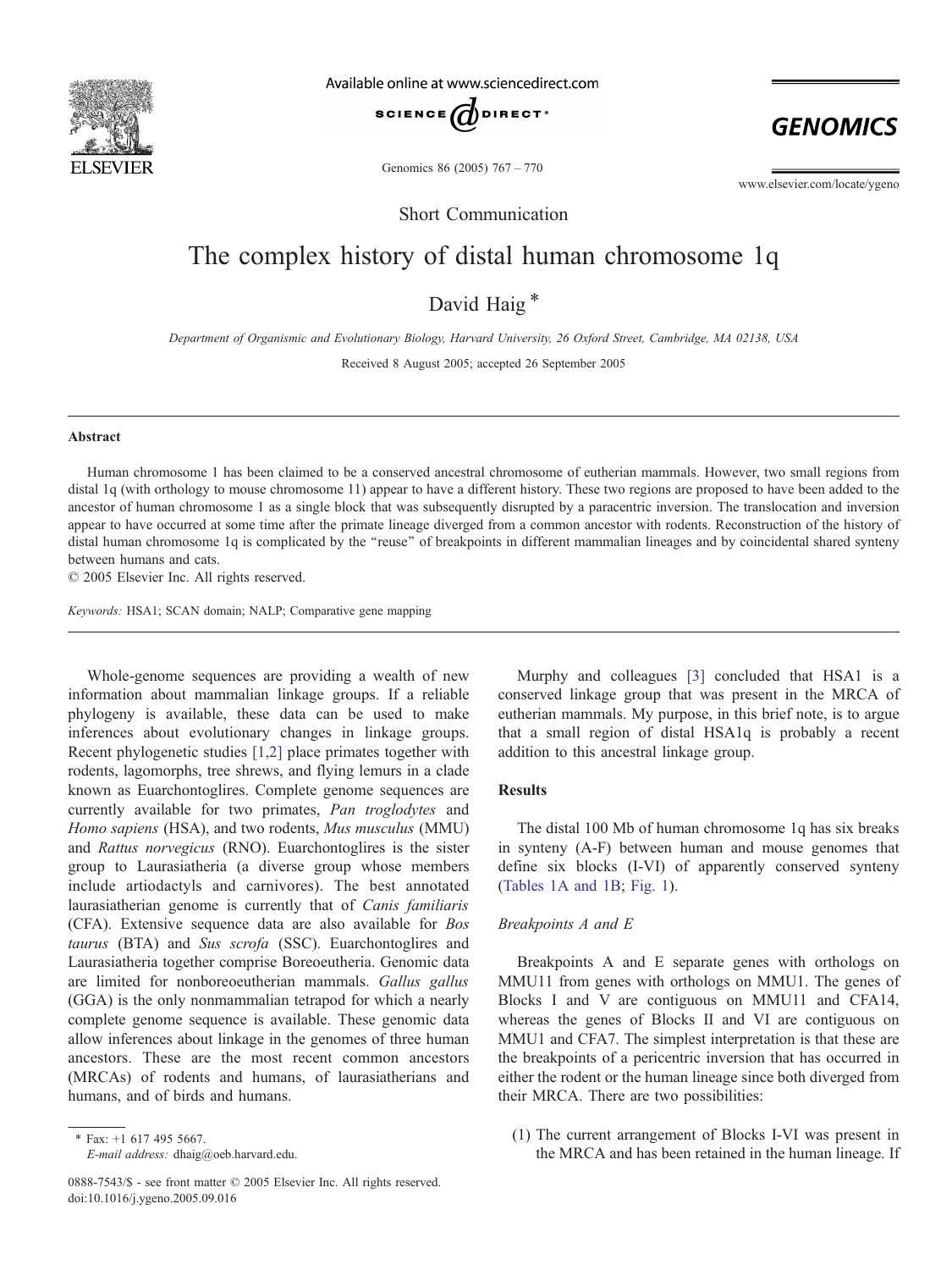Short Communication

# The complex history of distal human chromosome 1q

David Haig *

*Department of Organismic and Evolutionary Biology, Harvard University, 26 Oxford Street, Cambridge, MA 02138, USA*

Received 8 August 2005; accepted 26 September 2005

## Abstract

Human chromosome 1 has been claimed to be a conserved ancestral chromosome of eutherian mammals. However, two small regions from distal 1q (with orthology to mouse chromosome 11) appear to have a different history. These two regions are proposed to have been added to the ancestor of human chromosome 1 as a single block that was subsequently disrupted by a paracentric inversion. The translocation and inversion appear to have occurred at some time after the primate lineage diverged from a common ancestor with rodents. Reconstruction of the history of distal human chromosome 1q is complicated by the "reuse" of breakpoints in different mammalian lineages and by coincidental shared synteny between humans and cats.

© 2005 Elsevier Inc. All rights reserved.

*Keywords:* HSA1; SCAN domain; NALP; Comparative gene mapping

Whole-genome sequences are providing a wealth of new information about mammalian linkage groups. If a reliable phylogeny is available, these data can be used to make inferences about evolutionary changes in linkage groups. Recent phylogenetic studies [1,2] place primates together with rodents, lagomorphs, tree shrews, and flying lemurs in a clade known as Euarchontoglires. Complete genome sequences are currently available for two primates, *Pan troglodytes* and *Homo sapiens* (HSA), and two rodents, *Mus musculus* (MMU) and *Rattus norvegicus* (RNO). Euarchontoglires is the sister group to Laurasiatheria (a diverse group whose members include artiodactyls and carnivores). The best annotated laurasiatherian genome is currently that of *Canis familiaris* (CFA). Extensive sequence data are also available for *Bos taurus* (BTA) and *Sus scrofa* (SSC). Euarchontoglires and Laurasiatheria together comprise Boreoeutheria. Genomic data are limited for nonboreoeutherian mammals. *Gallus gallus* (GGA) is the only nonmammalian tetrapod for which a nearly complete genome sequence is available. These genomic data allow inferences about linkage in the genomes of three human ancestors. These are the most recent common ancestors (MRCAs) of rodents and humans, of laurasiatherians and humans, and of birds and humans.

Murphy and colleagues [3] concluded that HSA1 is a conserved linkage group that was present in the MRCA of eutherian mammals. My purpose, in this brief note, is to argue that a small region of distal HSA1q is probably a recent addition to this ancestral linkage group.

## Results

The distal 100 Mb of human chromosome 1q has six breaks in synteny (A-F) between human and mouse genomes that define six blocks (I-VI) of apparently conserved synteny (Tables 1A and 1B; Fig. 1).

### Breakpoints A and E

Breakpoints A and E separate genes with orthologs on MMU11 from genes with orthologs on MMU1. The genes of Blocks I and V are contiguous on MMU11 and CFA14, whereas the genes of Blocks II and VI are contiguous on MMU1 and CFA7. The simplest interpretation is that these are the breakpoints of a pericentric inversion that has occurred in either the rodent or the human lineage since both diverged from their MRCA. There are two possibilities:

(1) The current arrangement of Blocks I-VI was present in the MRCA and has been retained in the human lineage. If

* Fax: +1 617 495 5667.
*E-mail address:* dhaig@oeb.harvard.edu.

0888-7543/$ - see front matter © 2005 Elsevier Inc. All rights reserved.
doi:10.1016/j.ygeno.2005.09.016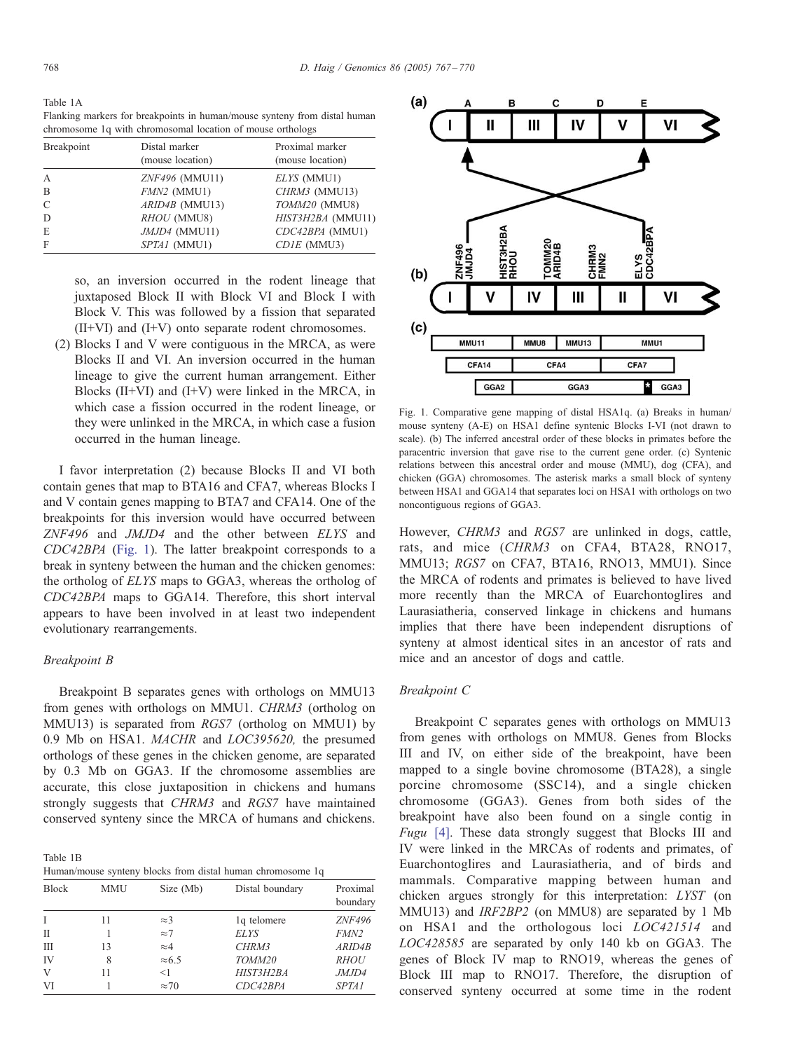Table 1A
Flanking markers for breakpoints in human/mouse synteny from distal human chromosome 1q with chromosomal location of mouse orthologs

| Breakpoint | Distal marker (mouse location) | Proximal marker (mouse location) |
|---|---|---|
| A | *ZNF496* (MMU11) | *ELYS* (MMU1) |
| B | *FMN2* (MMU1) | *CHRM3* (MMU13) |
| C | *ARID4B* (MMU13) | *TOMM20* (MMU8) |
| D | *RHOU* (MMU8) | *HIST3H2BA* (MMU11) |
| E | *JMJD4* (MMU11) | *CDC42BPA* (MMU1) |
| F | *SPTA1* (MMU1) | *CD1E* (MMU3) |

so, an inversion occurred in the rodent lineage that juxtaposed Block II with Block VI and Block I with Block V. This was followed by a fission that separated (II+VI) and (I+V) onto separate rodent chromosomes.

(2) Blocks I and V were contiguous in the MRCA, as were Blocks II and VI. An inversion occurred in the human lineage to give the current human arrangement. Either Blocks (II+VI) and (I+V) were linked in the MRCA, in which case a fission occurred in the rodent lineage, or they were unlinked in the MRCA, in which case a fusion occurred in the human lineage.

I favor interpretation (2) because Blocks II and VI both contain genes that map to BTA16 and CFA7, whereas Blocks I and V contain genes mapping to BTA7 and CFA14. One of the breakpoints for this inversion would have occurred between *ZNF496* and *JMJD4* and the other between *ELYS* and *CDC42BPA* (Fig. 1). The latter breakpoint corresponds to a break in synteny between the human and the chicken genomes: the ortholog of *ELYS* maps to GGA3, whereas the ortholog of *CDC42BPA* maps to GGA14. Therefore, this short interval appears to have been involved in at least two independent evolutionary rearrangements.

### *Breakpoint B*

Breakpoint B separates genes with orthologs on MMU13 from genes with orthologs on MMU1. *CHRM3* (ortholog on MMU13) is separated from *RGS7* (ortholog on MMU1) by 0.9 Mb on HSA1. *MACHR* and *LOC395620,* the presumed orthologs of these genes in the chicken genome, are separated by 0.3 Mb on GGA3. If the chromosome assemblies are accurate, this close juxtaposition in chickens and humans strongly suggests that *CHRM3* and *RGS7* have maintained conserved synteny since the MRCA of humans and chickens.

Table 1B
Human/mouse synteny blocks from distal human chromosome 1q

| Block | MMU | Size (Mb) | Distal boundary | Proximal boundary |
|---|---|---|---|---|
| I | 11 | ≈3 | 1q telomere | *ZNF496* |
| II | 1 | ≈7 | *ELYS* | *FMN2* |
| III | 13 | ≈4 | *CHRM3* | *ARID4B* |
| IV | 8 | ≈6.5 | *TOMM20* | *RHOU* |
| V | 11 | <1 | *HIST3H2BA* | *JMJD4* |
| VI | 1 | ≈70 | *CDC42BPA* | *SPTA1* |

Fig. 1. Comparative gene mapping of distal HSA1q. (a) Breaks in human/mouse synteny (A-E) on HSA1 define syntenic Blocks I-VI (not drawn to scale). (b) The inferred ancestral order of these blocks in primates before the paracentric inversion that gave rise to the current gene order. (c) Syntenic relations between this ancestral order and mouse (MMU), dog (CFA), and chicken (GGA) chromosomes. The asterisk marks a small block of synteny between HSA1 and GGA14 that separates loci on HSA1 with orthologs on two noncontiguous regions of GGA3.

However, *CHRM3* and *RGS7* are unlinked in dogs, cattle, rats, and mice (*CHRM3* on CFA4, BTA28, RNO17, MMU13; *RGS7* on CFA7, BTA16, RNO13, MMU1). Since the MRCA of rodents and primates is believed to have lived more recently than the MRCA of Euarchontoglires and Laurasiatheria, conserved linkage in chickens and humans implies that there have been independent disruptions of synteny at almost identical sites in an ancestor of rats and mice and an ancestor of dogs and cattle.

### *Breakpoint C*

Breakpoint C separates genes with orthologs on MMU13 from genes with orthologs on MMU8. Genes from Blocks III and IV, on either side of the breakpoint, have been mapped to a single bovine chromosome (BTA28), a single porcine chromosome (SSC14), and a single chicken chromosome (GGA3). Genes from both sides of the breakpoint have also been found on a single contig in *Fugu* [4]. These data strongly suggest that Blocks III and IV were linked in the MRCAs of rodents and primates, of Euarchontoglires and Laurasiatheria, and of birds and mammals. Comparative mapping between human and chicken argues strongly for this interpretation: *LYST* (on MMU13) and *IRF2BP2* (on MMU8) are separated by 1 Mb on HSA1 and the orthologous loci *LOC421514* and *LOC428585* are separated by only 140 kb on GGA3. The genes of Block IV map to RNO19, whereas the genes of Block III map to RNO17. Therefore, the disruption of conserved synteny occurred at some time in the rodent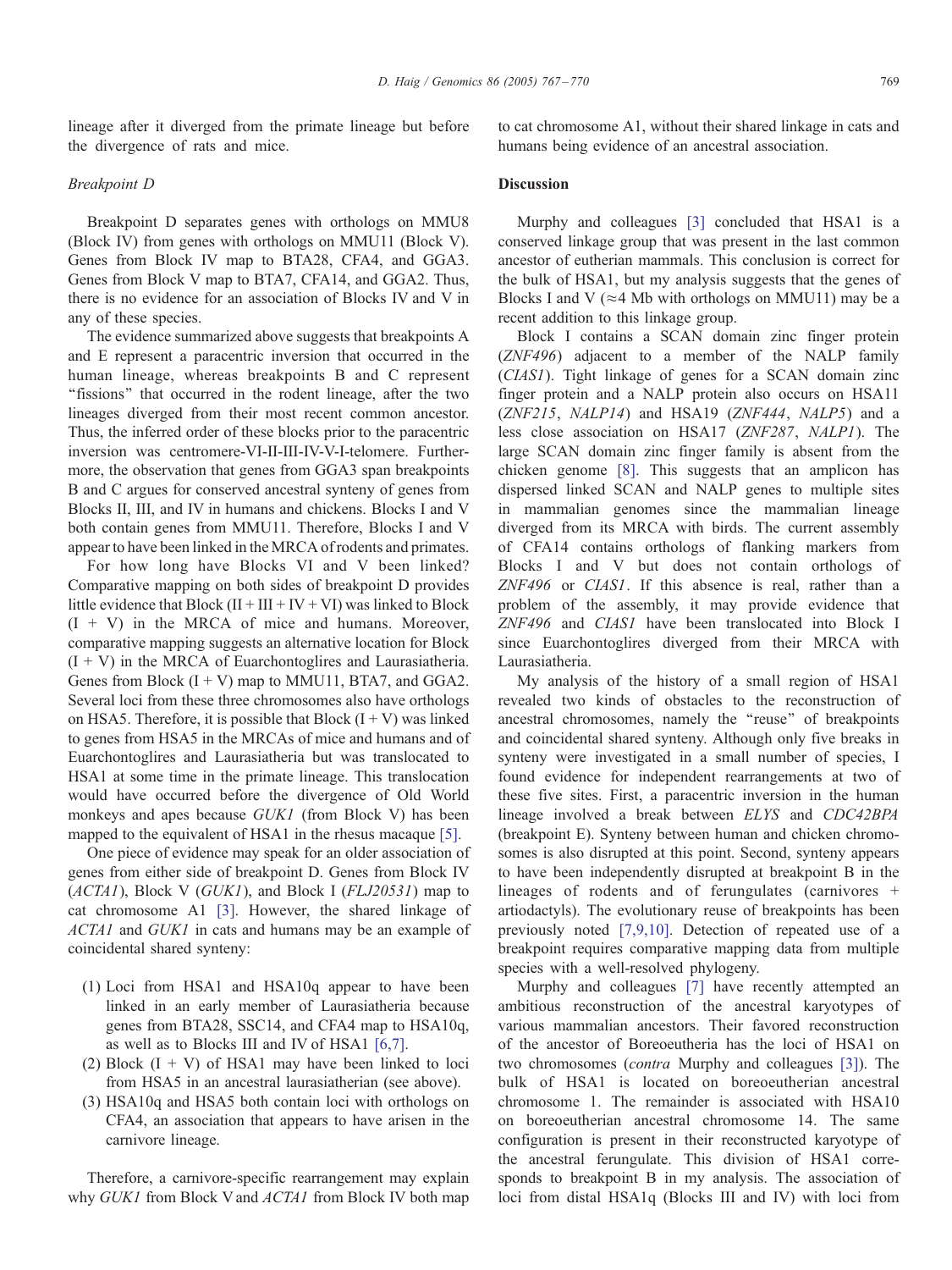lineage after it diverged from the primate lineage but before the divergence of rats and mice.

### Breakpoint D

Breakpoint D separates genes with orthologs on MMU8 (Block IV) from genes with orthologs on MMU11 (Block V). Genes from Block IV map to BTA28, CFA4, and GGA3. Genes from Block V map to BTA7, CFA14, and GGA2. Thus, there is no evidence for an association of Blocks IV and V in any of these species.

The evidence summarized above suggests that breakpoints A and E represent a paracentric inversion that occurred in the human lineage, whereas breakpoints B and C represent "fissions" that occurred in the rodent lineage, after the two lineages diverged from their most recent common ancestor. Thus, the inferred order of these blocks prior to the paracentric inversion was centromere-VI-II-III-IV-V-I-telomere. Furthermore, the observation that genes from GGA3 span breakpoints B and C argues for conserved ancestral synteny of genes from Blocks II, III, and IV in humans and chickens. Blocks I and V both contain genes from MMU11. Therefore, Blocks I and V appear to have been linked in the MRCA of rodents and primates.

For how long have Blocks VI and V been linked? Comparative mapping on both sides of breakpoint D provides little evidence that Block (II + III + IV + VI) was linked to Block (I + V) in the MRCA of mice and humans. Moreover, comparative mapping suggests an alternative location for Block (I + V) in the MRCA of Euarchontoglires and Laurasiatheria. Genes from Block (I + V) map to MMU11, BTA7, and GGA2. Several loci from these three chromosomes also have orthologs on HSA5. Therefore, it is possible that Block (I + V) was linked to genes from HSA5 in the MRCAs of mice and humans and of Euarchontoglires and Laurasiatheria but was translocated to HSA1 at some time in the primate lineage. This translocation would have occurred before the divergence of Old World monkeys and apes because *GUK1* (from Block V) has been mapped to the equivalent of HSA1 in the rhesus macaque [5].

One piece of evidence may speak for an older association of genes from either side of breakpoint D. Genes from Block IV (*ACTA1*), Block V (*GUK1*), and Block I (*FLJ20531*) map to cat chromosome A1 [3]. However, the shared linkage of *ACTA1* and *GUK1* in cats and humans may be an example of coincidental shared synteny:

1. Loci from HSA1 and HSA10q appear to have been linked in an early member of Laurasiatheria because genes from BTA28, SSC14, and CFA4 map to HSA10q, as well as to Blocks III and IV of HSA1 [6,7].
2. Block (I + V) of HSA1 may have been linked to loci from HSA5 in an ancestral laurasiatherian (see above).
3. HSA10q and HSA5 both contain loci with orthologs on CFA4, an association that appears to have arisen in the carnivore lineage.

Therefore, a carnivore-specific rearrangement may explain why *GUK1* from Block V and *ACTA1* from Block IV both map to cat chromosome A1, without their shared linkage in cats and humans being evidence of an ancestral association.

## Discussion

Murphy and colleagues [3] concluded that HSA1 is a conserved linkage group that was present in the last common ancestor of eutherian mammals. This conclusion is correct for the bulk of HSA1, but my analysis suggests that the genes of Blocks I and V (≈4 Mb with orthologs on MMU11) may be a recent addition to this linkage group.

Block I contains a SCAN domain zinc finger protein (*ZNF496*) adjacent to a member of the NALP family (*CIAS1*). Tight linkage of genes for a SCAN domain zinc finger protein and a NALP protein also occurs on HSA11 (*ZNF215*, *NALP14*) and HSA19 (*ZNF444*, *NALP5*) and a less close association on HSA17 (*ZNF287*, *NALP1*). The large SCAN domain zinc finger family is absent from the chicken genome [8]. This suggests that an amplicon has dispersed linked SCAN and NALP genes to multiple sites in mammalian genomes since the mammalian lineage diverged from its MRCA with birds. The current assembly of CFA14 contains orthologs of flanking markers from Blocks I and V but does not contain orthologs of *ZNF496* or *CIAS1*. If this absence is real, rather than a problem of the assembly, it may provide evidence that *ZNF496* and *CIAS1* have been translocated into Block I since Euarchontoglires diverged from their MRCA with Laurasiatheria.

My analysis of the history of a small region of HSA1 revealed two kinds of obstacles to the reconstruction of ancestral chromosomes, namely the "reuse" of breakpoints and coincidental shared synteny. Although only five breaks in synteny were investigated in a small number of species, I found evidence for independent rearrangements at two of these five sites. First, a paracentric inversion in the human lineage involved a break between *ELYS* and *CDC42BPA* (breakpoint E). Synteny between human and chicken chromosomes is also disrupted at this point. Second, synteny appears to have been independently disrupted at breakpoint B in the lineages of rodents and of ferungulates (carnivores + artiodactyls). The evolutionary reuse of breakpoints has been previously noted [7,9,10]. Detection of repeated use of a breakpoint requires comparative mapping data from multiple species with a well-resolved phylogeny.

Murphy and colleagues [7] have recently attempted an ambitious reconstruction of the ancestral karyotypes of various mammalian ancestors. Their favored reconstruction of the ancestor of Boreoeutheria has the loci of HSA1 on two chromosomes (*contra* Murphy and colleagues [3]). The bulk of HSA1 is located on boreoeutherian ancestral chromosome 1. The remainder is associated with HSA10 on boreoeutherian ancestral chromosome 14. The same configuration is present in their reconstructed karyotype of the ancestral ferungulate. This division of HSA1 corresponds to breakpoint B in my analysis. The association of loci from distal HSA1q (Blocks III and IV) with loci from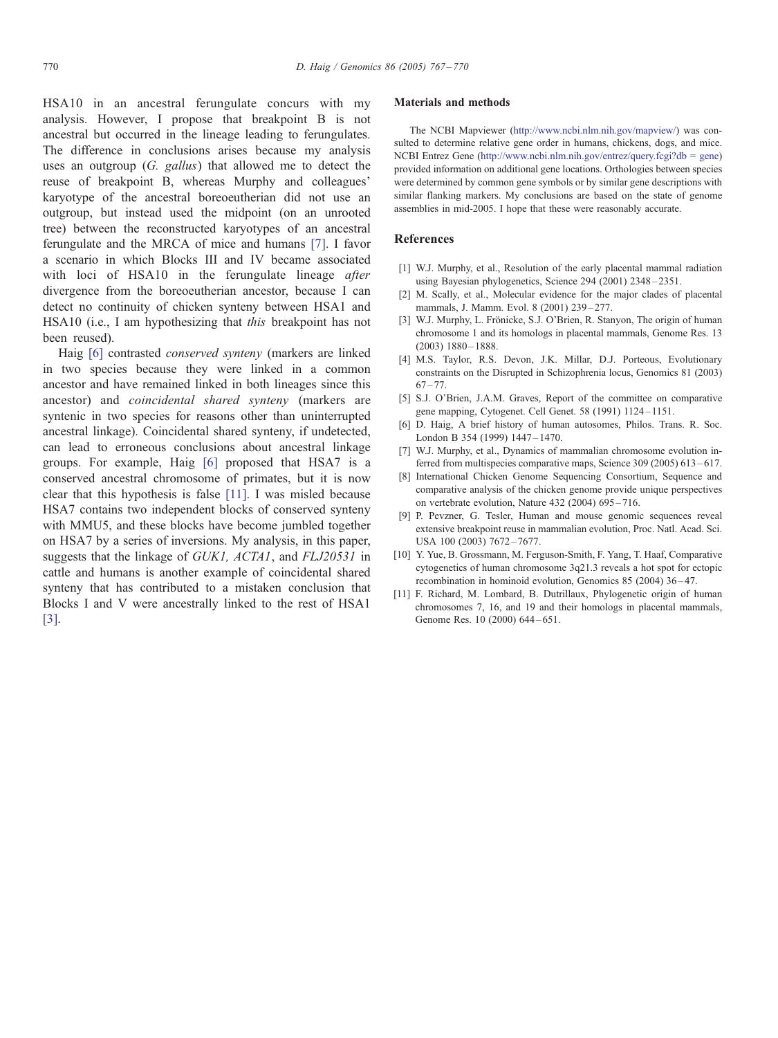HSA10 in an ancestral ferungulate concurs with my analysis. However, I propose that breakpoint B is not ancestral but occurred in the lineage leading to ferungulates. The difference in conclusions arises because my analysis uses an outgroup (*G. gallus*) that allowed me to detect the reuse of breakpoint B, whereas Murphy and colleagues' karyotype of the ancestral boreoeutherian did not use an outgroup, but instead used the midpoint (on an unrooted tree) between the reconstructed karyotypes of an ancestral ferungulate and the MRCA of mice and humans [7]. I favor a scenario in which Blocks III and IV became associated with loci of HSA10 in the ferungulate lineage *after* divergence from the boreoeutherian ancestor, because I can detect no continuity of chicken synteny between HSA1 and HSA10 (i.e., I am hypothesizing that *this* breakpoint has not been reused).

Haig [6] contrasted *conserved synteny* (markers are linked in two species because they were linked in a common ancestor and have remained linked in both lineages since this ancestor) and *coincidental shared synteny* (markers are syntenic in two species for reasons other than uninterrupted ancestral linkage). Coincidental shared synteny, if undetected, can lead to erroneous conclusions about ancestral linkage groups. For example, Haig [6] proposed that HSA7 is a conserved ancestral chromosome of primates, but it is now clear that this hypothesis is false [11]. I was misled because HSA7 contains two independent blocks of conserved synteny with MMU5, and these blocks have become jumbled together on HSA7 by a series of inversions. My analysis, in this paper, suggests that the linkage of *GUK1, ACTA1*, and *FLJ20531* in cattle and humans is another example of coincidental shared synteny that has contributed to a mistaken conclusion that Blocks I and V were ancestrally linked to the rest of HSA1 [3].

## Materials and methods

The NCBI Mapviewer (http://www.ncbi.nlm.nih.gov/mapview/) was consulted to determine relative gene order in humans, chickens, dogs, and mice. NCBI Entrez Gene (http://www.ncbi.nlm.nih.gov/entrez/query.fcgi?db = gene) provided information on additional gene locations. Orthologies between species were determined by common gene symbols or by similar gene descriptions with similar flanking markers. My conclusions are based on the state of genome assemblies in mid-2005. I hope that these were reasonably accurate.

## References

[1] W.J. Murphy, et al., Resolution of the early placental mammal radiation using Bayesian phylogenetics, Science 294 (2001) 2348–2351.

[2] M. Scally, et al., Molecular evidence for the major clades of placental mammals, J. Mamm. Evol. 8 (2001) 239–277.

[3] W.J. Murphy, L. Frönicke, S.J. O'Brien, R. Stanyon, The origin of human chromosome 1 and its homologs in placental mammals, Genome Res. 13 (2003) 1880–1888.

[4] M.S. Taylor, R.S. Devon, J.K. Millar, D.J. Porteous, Evolutionary constraints on the Disrupted in Schizophrenia locus, Genomics 81 (2003) 67–77.

[5] S.J. O'Brien, J.A.M. Graves, Report of the committee on comparative gene mapping, Cytogenet. Cell Genet. 58 (1991) 1124–1151.

[6] D. Haig, A brief history of human autosomes, Philos. Trans. R. Soc. London B 354 (1999) 1447–1470.

[7] W.J. Murphy, et al., Dynamics of mammalian chromosome evolution inferred from multispecies comparative maps, Science 309 (2005) 613–617.

[8] International Chicken Genome Sequencing Consortium, Sequence and comparative analysis of the chicken genome provide unique perspectives on vertebrate evolution, Nature 432 (2004) 695–716.

[9] P. Pevzner, G. Tesler, Human and mouse genomic sequences reveal extensive breakpoint reuse in mammalian evolution, Proc. Natl. Acad. Sci. USA 100 (2003) 7672–7677.

[10] Y. Yue, B. Grossmann, M. Ferguson-Smith, F. Yang, T. Haaf, Comparative cytogenetics of human chromosome 3q21.3 reveals a hot spot for ectopic recombination in hominoid evolution, Genomics 85 (2004) 36–47.

[11] F. Richard, M. Lombard, B. Dutrillaux, Phylogenetic origin of human chromosomes 7, 16, and 19 and their homologs in placental mammals, Genome Res. 10 (2000) 644–651.